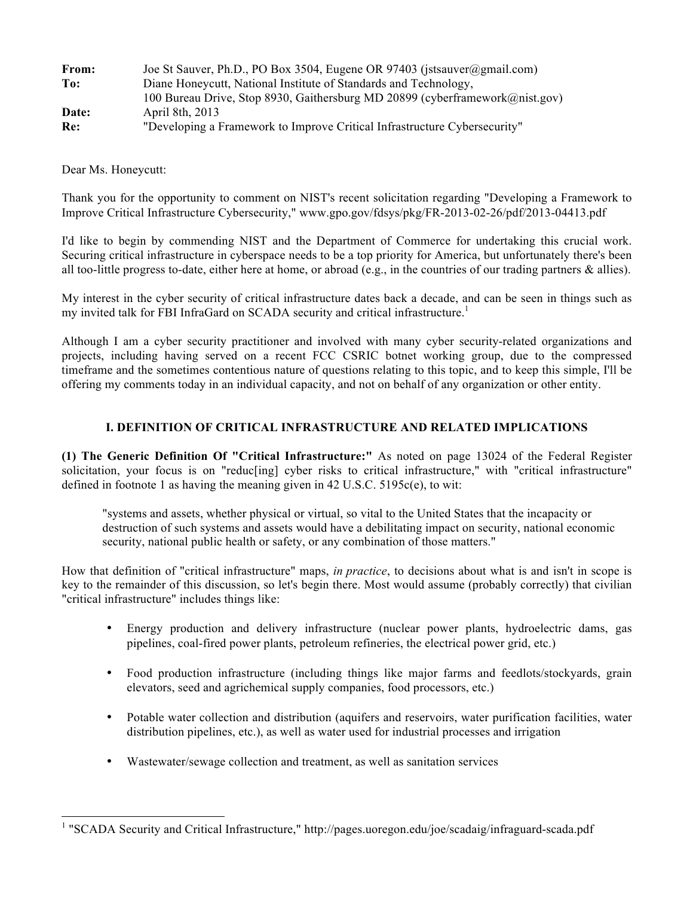**From:** Joe St Sauver, Ph.D., PO Box 3504, Eugene OR 97403 (jstsauver@gmail.com)
**To:** Diane Honeycutt, National Institute of Standards and Technology,
100 Bureau Drive, Stop 8930, Gaithersburg MD 20899 (cyberframework@nist.gov)
**Date:** April 8th, 2013
**Re:** "Developing a Framework to Improve Critical Infrastructure Cybersecurity"

Dear Ms. Honeycutt:

Thank you for the opportunity to comment on NIST's recent solicitation regarding "Developing a Framework to Improve Critical Infrastructure Cybersecurity," www.gpo.gov/fdsys/pkg/FR-2013-02-26/pdf/2013-04413.pdf

I'd like to begin by commending NIST and the Department of Commerce for undertaking this crucial work. Securing critical infrastructure in cyberspace needs to be a top priority for America, but unfortunately there's been all too-little progress to-date, either here at home, or abroad (e.g., in the countries of our trading partners & allies).

My interest in the cyber security of critical infrastructure dates back a decade, and can be seen in things such as my invited talk for FBI InfraGard on SCADA security and critical infrastructure.[1]

Although I am a cyber security practitioner and involved with many cyber security-related organizations and projects, including having served on a recent FCC CSRIC botnet working group, due to the compressed timeframe and the sometimes contentious nature of questions relating to this topic, and to keep this simple, I'll be offering my comments today in an individual capacity, and not on behalf of any organization or other entity.

## I. DEFINITION OF CRITICAL INFRASTRUCTURE AND RELATED IMPLICATIONS

**(1) The Generic Definition Of "Critical Infrastructure:"** As noted on page 13024 of the Federal Register solicitation, your focus is on "reduc[ing] cyber risks to critical infrastructure," with "critical infrastructure" defined in footnote 1 as having the meaning given in 42 U.S.C. 5195c(e), to wit:

> "systems and assets, whether physical or virtual, so vital to the United States that the incapacity or destruction of such systems and assets would have a debilitating impact on security, national economic security, national public health or safety, or any combination of those matters."

How that definition of "critical infrastructure" maps, *in practice*, to decisions about what is and isn't in scope is key to the remainder of this discussion, so let's begin there. Most would assume (probably correctly) that civilian "critical infrastructure" includes things like:

- Energy production and delivery infrastructure (nuclear power plants, hydroelectric dams, gas pipelines, coal-fired power plants, petroleum refineries, the electrical power grid, etc.)
- Food production infrastructure (including things like major farms and feedlots/stockyards, grain elevators, seed and agrichemical supply companies, food processors, etc.)
- Potable water collection and distribution (aquifers and reservoirs, water purification facilities, water distribution pipelines, etc.), as well as water used for industrial processes and irrigation
- Wastewater/sewage collection and treatment, as well as sanitation services

[1] "SCADA Security and Critical Infrastructure," http://pages.uoregon.edu/joe/scadaig/infraguard-scada.pdf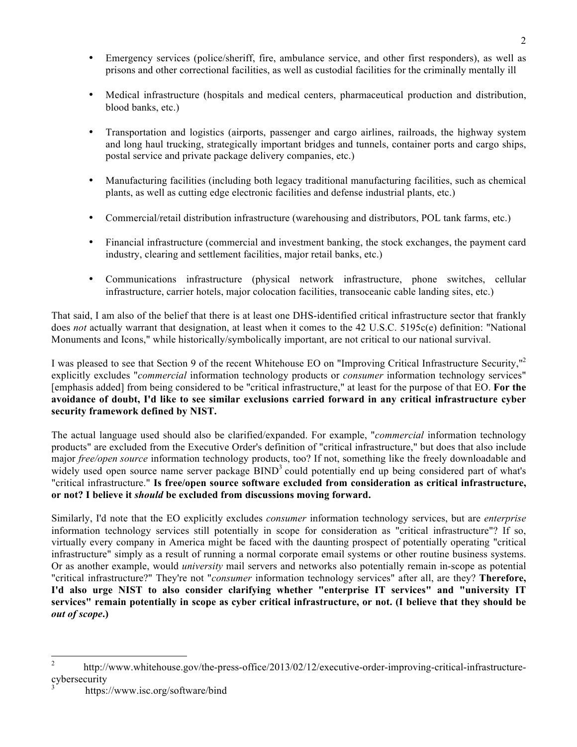- Emergency services (police/sheriff, fire, ambulance service, and other first responders), as well as prisons and other correctional facilities, as well as custodial facilities for the criminally mentally ill

- Medical infrastructure (hospitals and medical centers, pharmaceutical production and distribution, blood banks, etc.)

- Transportation and logistics (airports, passenger and cargo airlines, railroads, the highway system and long haul trucking, strategically important bridges and tunnels, container ports and cargo ships, postal service and private package delivery companies, etc.)

- Manufacturing facilities (including both legacy traditional manufacturing facilities, such as chemical plants, as well as cutting edge electronic facilities and defense industrial plants, etc.)

- Commercial/retail distribution infrastructure (warehousing and distributors, POL tank farms, etc.)

- Financial infrastructure (commercial and investment banking, the stock exchanges, the payment card industry, clearing and settlement facilities, major retail banks, etc.)

- Communications infrastructure (physical network infrastructure, phone switches, cellular infrastructure, carrier hotels, major colocation facilities, transoceanic cable landing sites, etc.)

That said, I am also of the belief that there is at least one DHS-identified critical infrastructure sector that frankly does *not* actually warrant that designation, at least when it comes to the 42 U.S.C. 5195c(e) definition: "National Monuments and Icons," while historically/symbolically important, are not critical to our national survival.

I was pleased to see that Section 9 of the recent Whitehouse EO on "Improving Critical Infrastructure Security,"[2] explicitly excludes "*commercial* information technology products or *consumer* information technology services" [emphasis added] from being considered to be "critical infrastructure," at least for the purpose of that EO. **For the avoidance of doubt, I'd like to see similar exclusions carried forward in any critical infrastructure cyber security framework defined by NIST.**

The actual language used should also be clarified/expanded. For example, "*commercial* information technology products" are excluded from the Executive Order's definition of "critical infrastructure," but does that also include major *free/open source* information technology products, too? If not, something like the freely downloadable and widely used open source name server package BIND[3] could potentially end up being considered part of what's "critical infrastructure." **Is free/open source software excluded from consideration as critical infrastructure, or not? I believe it *should* be excluded from discussions moving forward.**

Similarly, I'd note that the EO explicitly excludes *consumer* information technology services, but are *enterprise* information technology services still potentially in scope for consideration as "critical infrastructure"? If so, virtually every company in America might be faced with the daunting prospect of potentially operating "critical infrastructure" simply as a result of running a normal corporate email systems or other routine business systems. Or as another example, would *university* mail servers and networks also potentially remain in-scope as potential "critical infrastructure?" They're not "*consumer* information technology services" after all, are they? **Therefore, I'd also urge NIST to also consider clarifying whether "enterprise IT services" and "university IT services" remain potentially in scope as cyber critical infrastructure, or not. (I believe that they should be *out of scope*.)**

---

[2] http://www.whitehouse.gov/the-press-office/2013/02/12/executive-order-improving-critical-infrastructure-cybersecurity

[3] https://www.isc.org/software/bind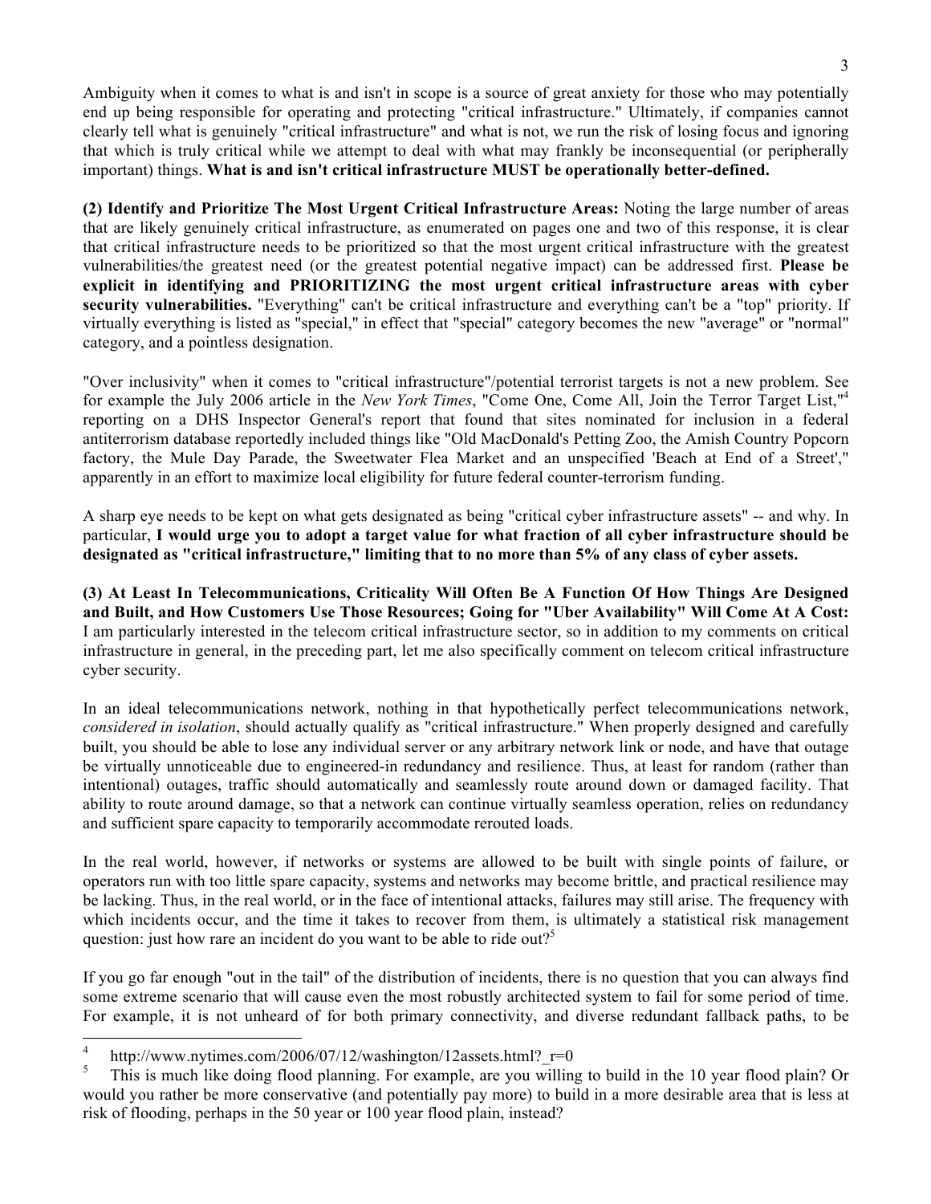Ambiguity when it comes to what is and isn't in scope is a source of great anxiety for those who may potentially end up being responsible for operating and protecting "critical infrastructure." Ultimately, if companies cannot clearly tell what is genuinely "critical infrastructure" and what is not, we run the risk of losing focus and ignoring that which is truly critical while we attempt to deal with what may frankly be inconsequential (or peripherally important) things. **What is and isn't critical infrastructure MUST be operationally better-defined.**

**(2) Identify and Prioritize The Most Urgent Critical Infrastructure Areas:** Noting the large number of areas that are likely genuinely critical infrastructure, as enumerated on pages one and two of this response, it is clear that critical infrastructure needs to be prioritized so that the most urgent critical infrastructure with the greatest vulnerabilities/the greatest need (or the greatest potential negative impact) can be addressed first. **Please be explicit in identifying and PRIORITIZING the most urgent critical infrastructure areas with cyber security vulnerabilities.** "Everything" can't be critical infrastructure and everything can't be a "top" priority. If virtually everything is listed as "special," in effect that "special" category becomes the new "average" or "normal" category, and a pointless designation.

"Over inclusivity" when it comes to "critical infrastructure"/potential terrorist targets is not a new problem. See for example the July 2006 article in the *New York Times*, "Come One, Come All, Join the Terror Target List,"[4] reporting on a DHS Inspector General's report that found that sites nominated for inclusion in a federal antiterrorism database reportedly included things like "Old MacDonald's Petting Zoo, the Amish Country Popcorn factory, the Mule Day Parade, the Sweetwater Flea Market and an unspecified 'Beach at End of a Street'," apparently in an effort to maximize local eligibility for future federal counter-terrorism funding.

A sharp eye needs to be kept on what gets designated as being "critical cyber infrastructure assets" -- and why. In particular, **I would urge you to adopt a target value for what fraction of all cyber infrastructure should be designated as "critical infrastructure," limiting that to no more than 5% of any class of cyber assets.**

**(3) At Least In Telecommunications, Criticality Will Often Be A Function Of How Things Are Designed and Built, and How Customers Use Those Resources; Going for "Uber Availability" Will Come At A Cost:** I am particularly interested in the telecom critical infrastructure sector, so in addition to my comments on critical infrastructure in general, in the preceding part, let me also specifically comment on telecom critical infrastructure cyber security.

In an ideal telecommunications network, nothing in that hypothetically perfect telecommunications network, *considered in isolation*, should actually qualify as "critical infrastructure." When properly designed and carefully built, you should be able to lose any individual server or any arbitrary network link or node, and have that outage be virtually unnoticeable due to engineered-in redundancy and resilience. Thus, at least for random (rather than intentional) outages, traffic should automatically and seamlessly route around down or damaged facility. That ability to route around damage, so that a network can continue virtually seamless operation, relies on redundancy and sufficient spare capacity to temporarily accommodate rerouted loads.

In the real world, however, if networks or systems are allowed to be built with single points of failure, or operators run with too little spare capacity, systems and networks may become brittle, and practical resilience may be lacking. Thus, in the real world, or in the face of intentional attacks, failures may still arise. The frequency with which incidents occur, and the time it takes to recover from them, is ultimately a statistical risk management question: just how rare an incident do you want to be able to ride out?[5]

If you go far enough "out in the tail" of the distribution of incidents, there is no question that you can always find some extreme scenario that will cause even the most robustly architected system to fail for some period of time. For example, it is not unheard of for both primary connectivity, and diverse redundant fallback paths, to be

---

[4] http://www.nytimes.com/2006/07/12/washington/12assets.html?_r=0

[5] This is much like doing flood planning. For example, are you willing to build in the 10 year flood plain? Or would you rather be more conservative (and potentially pay more) to build in a more desirable area that is less at risk of flooding, perhaps in the 50 year or 100 year flood plain, instead?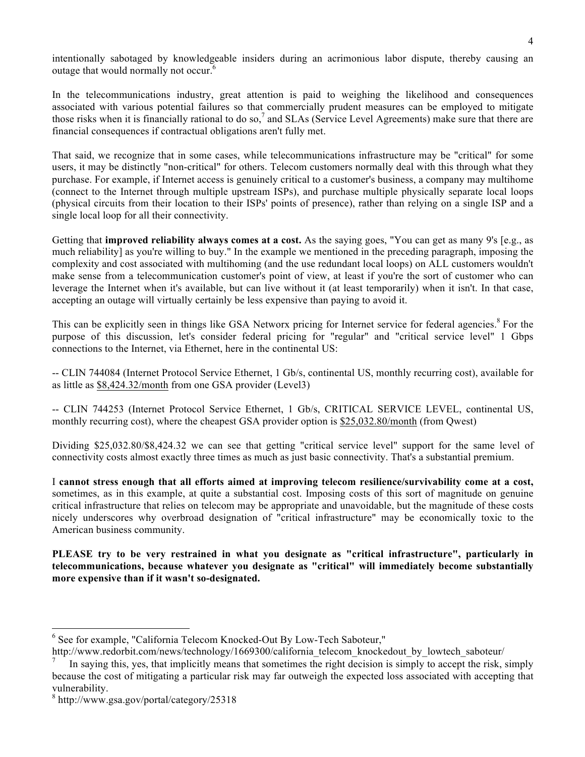intentionally sabotaged by knowledgeable insiders during an acrimonious labor dispute, thereby causing an outage that would normally not occur.[6]

In the telecommunications industry, great attention is paid to weighing the likelihood and consequences associated with various potential failures so that commercially prudent measures can be employed to mitigate those risks when it is financially rational to do so,[7] and SLAs (Service Level Agreements) make sure that there are financial consequences if contractual obligations aren't fully met.

That said, we recognize that in some cases, while telecommunications infrastructure may be "critical" for some users, it may be distinctly "non-critical" for others. Telecom customers normally deal with this through what they purchase. For example, if Internet access is genuinely critical to a customer's business, a company may multihome (connect to the Internet through multiple upstream ISPs), and purchase multiple physically separate local loops (physical circuits from their location to their ISPs' points of presence), rather than relying on a single ISP and a single local loop for all their connectivity.

Getting that **improved reliability always comes at a cost.** As the saying goes, "You can get as many 9's [e.g., as much reliability] as you're willing to buy." In the example we mentioned in the preceding paragraph, imposing the complexity and cost associated with multihoming (and the use redundant local loops) on ALL customers wouldn't make sense from a telecommunication customer's point of view, at least if you're the sort of customer who can leverage the Internet when it's available, but can live without it (at least temporarily) when it isn't. In that case, accepting an outage will virtually certainly be less expensive than paying to avoid it.

This can be explicitly seen in things like GSA Networx pricing for Internet service for federal agencies.[8] For the purpose of this discussion, let's consider federal pricing for "regular" and "critical service level" 1 Gbps connections to the Internet, via Ethernet, here in the continental US:

-- CLIN 744084 (Internet Protocol Service Ethernet, 1 Gb/s, continental US, monthly recurring cost), available for as little as $8,424.32/month from one GSA provider (Level3)

-- CLIN 744253 (Internet Protocol Service Ethernet, 1 Gb/s, CRITICAL SERVICE LEVEL, continental US, monthly recurring cost), where the cheapest GSA provider option is $25,032.80/month (from Qwest)

Dividing $25,032.80/$8,424.32 we can see that getting "critical service level" support for the same level of connectivity costs almost exactly three times as much as just basic connectivity. That's a substantial premium.

I **cannot stress enough that all efforts aimed at improving telecom resilience/survivability come at a cost,** sometimes, as in this example, at quite a substantial cost. Imposing costs of this sort of magnitude on genuine critical infrastructure that relies on telecom may be appropriate and unavoidable, but the magnitude of these costs nicely underscores why overbroad designation of "critical infrastructure" may be economically toxic to the American business community.

**PLEASE try to be very restrained in what you designate as "critical infrastructure", particularly in telecommunications, because whatever you designate as "critical" will immediately become substantially more expensive than if it wasn't so-designated.**

---

[6] See for example, "California Telecom Knocked-Out By Low-Tech Saboteur," http://www.redorbit.com/news/technology/1669300/california_telecom_knockedout_by_lowtech_saboteur/

[7] In saying this, yes, that implicitly means that sometimes the right decision is simply to accept the risk, simply because the cost of mitigating a particular risk may far outweigh the expected loss associated with accepting that vulnerability.

[8] http://www.gsa.gov/portal/category/25318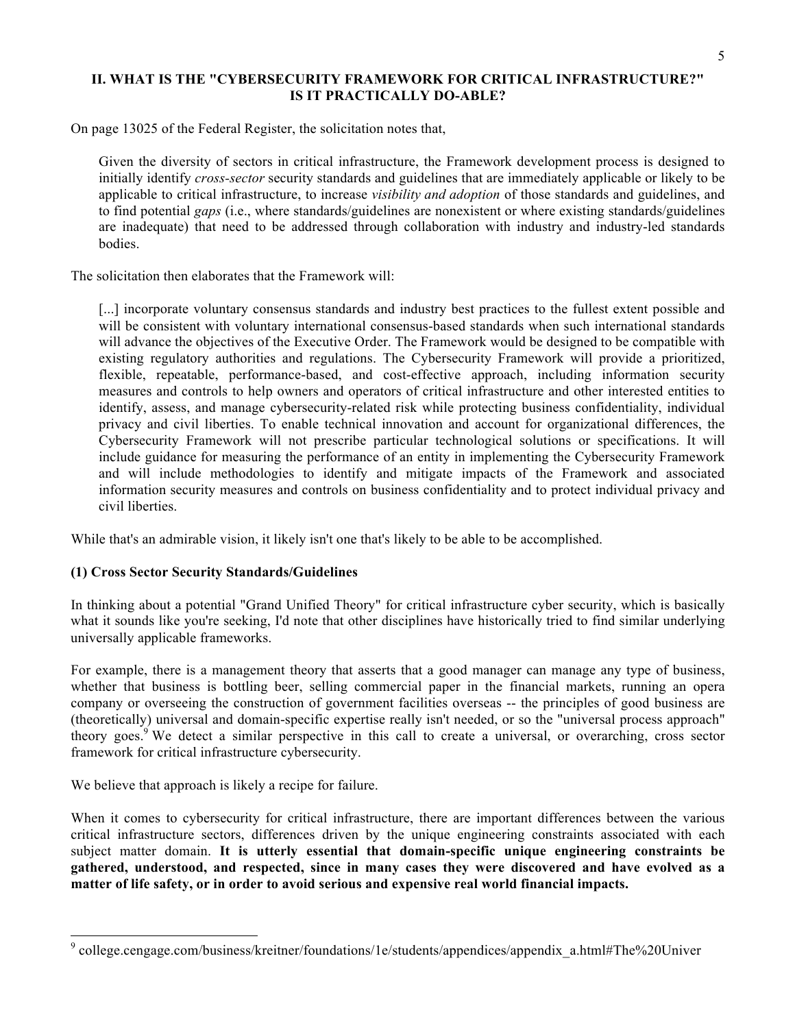## II. WHAT IS THE "CYBERSECURITY FRAMEWORK FOR CRITICAL INFRASTRUCTURE?" IS IT PRACTICALLY DO-ABLE?

On page 13025 of the Federal Register, the solicitation notes that,

> Given the diversity of sectors in critical infrastructure, the Framework development process is designed to initially identify *cross-sector* security standards and guidelines that are immediately applicable or likely to be applicable to critical infrastructure, to increase *visibility and adoption* of those standards and guidelines, and to find potential *gaps* (i.e., where standards/guidelines are nonexistent or where existing standards/guidelines are inadequate) that need to be addressed through collaboration with industry and industry-led standards bodies.

The solicitation then elaborates that the Framework will:

> [...] incorporate voluntary consensus standards and industry best practices to the fullest extent possible and will be consistent with voluntary international consensus-based standards when such international standards will advance the objectives of the Executive Order. The Framework would be designed to be compatible with existing regulatory authorities and regulations. The Cybersecurity Framework will provide a prioritized, flexible, repeatable, performance-based, and cost-effective approach, including information security measures and controls to help owners and operators of critical infrastructure and other interested entities to identify, assess, and manage cybersecurity-related risk while protecting business confidentiality, individual privacy and civil liberties. To enable technical innovation and account for organizational differences, the Cybersecurity Framework will not prescribe particular technological solutions or specifications. It will include guidance for measuring the performance of an entity in implementing the Cybersecurity Framework and will include methodologies to identify and mitigate impacts of the Framework and associated information security measures and controls on business confidentiality and to protect individual privacy and civil liberties.

While that's an admirable vision, it likely isn't one that's likely to be able to be accomplished.

### (1) Cross Sector Security Standards/Guidelines

In thinking about a potential "Grand Unified Theory" for critical infrastructure cyber security, which is basically what it sounds like you're seeking, I'd note that other disciplines have historically tried to find similar underlying universally applicable frameworks.

For example, there is a management theory that asserts that a good manager can manage any type of business, whether that business is bottling beer, selling commercial paper in the financial markets, running an opera company or overseeing the construction of government facilities overseas -- the principles of good business are (theoretically) universal and domain-specific expertise really isn't needed, or so the "universal process approach" theory goes.[9] We detect a similar perspective in this call to create a universal, or overarching, cross sector framework for critical infrastructure cybersecurity.

We believe that approach is likely a recipe for failure.

When it comes to cybersecurity for critical infrastructure, there are important differences between the various critical infrastructure sectors, differences driven by the unique engineering constraints associated with each subject matter domain. **It is utterly essential that domain-specific unique engineering constraints be gathered, understood, and respected, since in many cases they were discovered and have evolved as a matter of life safety, or in order to avoid serious and expensive real world financial impacts.**

---

[9] college.cengage.com/business/kreitner/foundations/1e/students/appendices/appendix_a.html#The%20Univer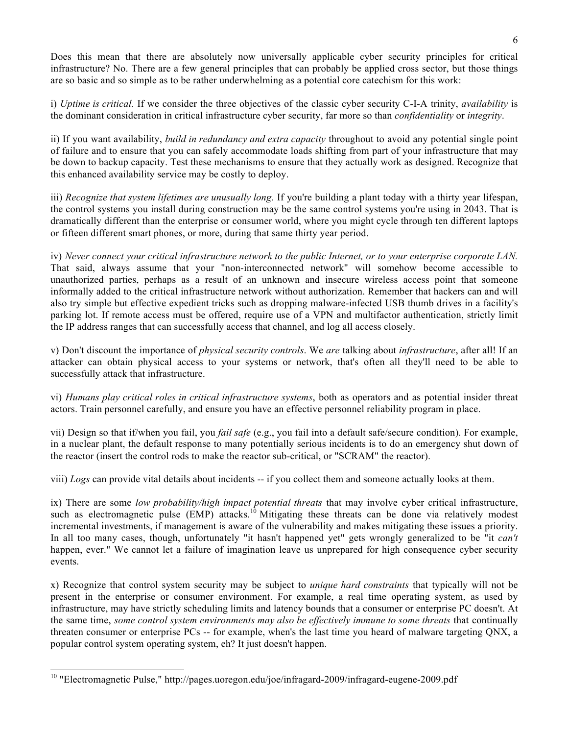Does this mean that there are absolutely now universally applicable cyber security principles for critical infrastructure? No. There are a few general principles that can probably be applied cross sector, but those things are so basic and so simple as to be rather underwhelming as a potential core catechism for this work:

i) *Uptime is critical.* If we consider the three objectives of the classic cyber security C-I-A trinity, *availability* is the dominant consideration in critical infrastructure cyber security, far more so than *confidentiality* or *integrity*.

ii) If you want availability, *build in redundancy and extra capacity* throughout to avoid any potential single point of failure and to ensure that you can safely accommodate loads shifting from part of your infrastructure that may be down to backup capacity. Test these mechanisms to ensure that they actually work as designed. Recognize that this enhanced availability service may be costly to deploy.

iii) *Recognize that system lifetimes are unusually long.* If you're building a plant today with a thirty year lifespan, the control systems you install during construction may be the same control systems you're using in 2043. That is dramatically different than the enterprise or consumer world, where you might cycle through ten different laptops or fifteen different smart phones, or more, during that same thirty year period.

iv) *Never connect your critical infrastructure network to the public Internet, or to your enterprise corporate LAN.* That said, always assume that your "non-interconnected network" will somehow become accessible to unauthorized parties, perhaps as a result of an unknown and insecure wireless access point that someone informally added to the critical infrastructure network without authorization. Remember that hackers can and will also try simple but effective expedient tricks such as dropping malware-infected USB thumb drives in a facility's parking lot. If remote access must be offered, require use of a VPN and multifactor authentication, strictly limit the IP address ranges that can successfully access that channel, and log all access closely.

v) Don't discount the importance of *physical security controls*. We *are* talking about *infrastructure*, after all! If an attacker can obtain physical access to your systems or network, that's often all they'll need to be able to successfully attack that infrastructure.

vi) *Humans play critical roles in critical infrastructure systems*, both as operators and as potential insider threat actors. Train personnel carefully, and ensure you have an effective personnel reliability program in place.

vii) Design so that if/when you fail, you *fail safe* (e.g., you fail into a default safe/secure condition). For example, in a nuclear plant, the default response to many potentially serious incidents is to do an emergency shut down of the reactor (insert the control rods to make the reactor sub-critical, or "SCRAM" the reactor).

viii) *Logs* can provide vital details about incidents -- if you collect them and someone actually looks at them.

ix) There are some *low probability/high impact potential threats* that may involve cyber critical infrastructure, such as electromagnetic pulse (EMP) attacks.[10] Mitigating these threats can be done via relatively modest incremental investments, if management is aware of the vulnerability and makes mitigating these issues a priority. In all too many cases, though, unfortunately "it hasn't happened yet" gets wrongly generalized to be "it *can't* happen, ever." We cannot let a failure of imagination leave us unprepared for high consequence cyber security events.

x) Recognize that control system security may be subject to *unique hard constraints* that typically will not be present in the enterprise or consumer environment. For example, a real time operating system, as used by infrastructure, may have strictly scheduling limits and latency bounds that a consumer or enterprise PC doesn't. At the same time, *some control system environments may also be effectively immune to some threats* that continually threaten consumer or enterprise PCs -- for example, when's the last time you heard of malware targeting QNX, a popular control system operating system, eh? It just doesn't happen.

---

[10] "Electromagnetic Pulse," http://pages.uoregon.edu/joe/infragard-2009/infragard-eugene-2009.pdf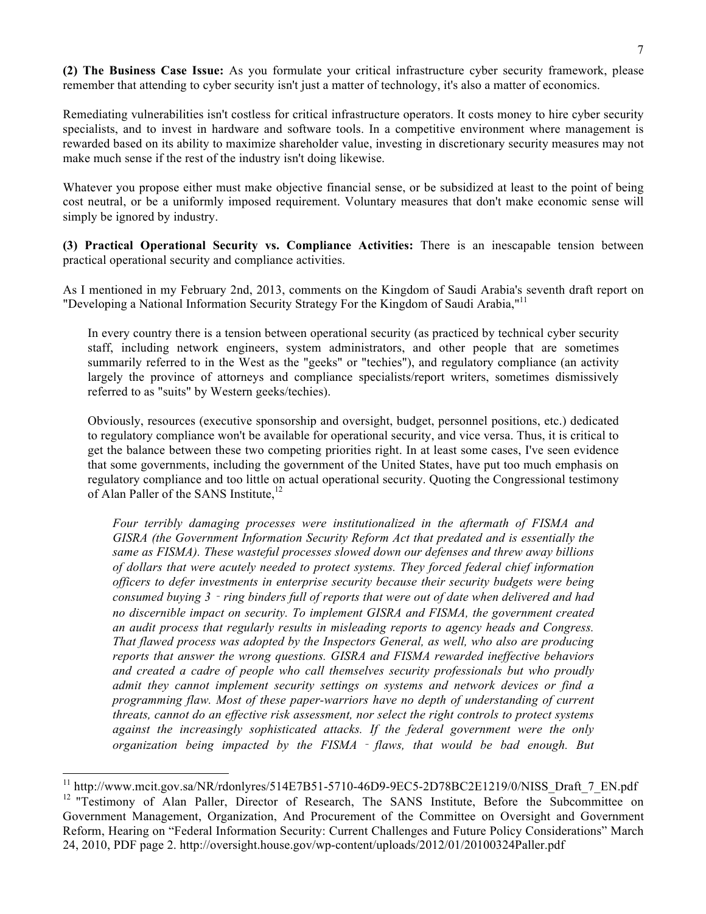**(2) The Business Case Issue:** As you formulate your critical infrastructure cyber security framework, please remember that attending to cyber security isn't just a matter of technology, it's also a matter of economics.

Remediating vulnerabilities isn't costless for critical infrastructure operators. It costs money to hire cyber security specialists, and to invest in hardware and software tools. In a competitive environment where management is rewarded based on its ability to maximize shareholder value, investing in discretionary security measures may not make much sense if the rest of the industry isn't doing likewise.

Whatever you propose either must make objective financial sense, or be subsidized at least to the point of being cost neutral, or be a uniformly imposed requirement. Voluntary measures that don't make economic sense will simply be ignored by industry.

**(3) Practical Operational Security vs. Compliance Activities:** There is an inescapable tension between practical operational security and compliance activities.

As I mentioned in my February 2nd, 2013, comments on the Kingdom of Saudi Arabia's seventh draft report on "Developing a National Information Security Strategy For the Kingdom of Saudi Arabia,"[11]

> In every country there is a tension between operational security (as practiced by technical cyber security staff, including network engineers, system administrators, and other people that are sometimes summarily referred to in the West as the "geeks" or "techies"), and regulatory compliance (an activity largely the province of attorneys and compliance specialists/report writers, sometimes dismissively referred to as "suits" by Western geeks/techies).
>
> Obviously, resources (executive sponsorship and oversight, budget, personnel positions, etc.) dedicated to regulatory compliance won't be available for operational security, and vice versa. Thus, it is critical to get the balance between these two competing priorities right. In at least some cases, I've seen evidence that some governments, including the government of the United States, have put too much emphasis on regulatory compliance and too little on actual operational security. Quoting the Congressional testimony of Alan Paller of the SANS Institute,[12]
>
>> *Four terribly damaging processes were institutionalized in the aftermath of FISMA and GISRA (the Government Information Security Reform Act that predated and is essentially the same as FISMA). These wasteful processes slowed down our defenses and threw away billions of dollars that were acutely needed to protect systems. They forced federal chief information officers to defer investments in enterprise security because their security budgets were being consumed buying 3 - ring binders full of reports that were out of date when delivered and had no discernible impact on security. To implement GISRA and FISMA, the government created an audit process that regularly results in misleading reports to agency heads and Congress. That flawed process was adopted by the Inspectors General, as well, who also are producing reports that answer the wrong questions. GISRA and FISMA rewarded ineffective behaviors and created a cadre of people who call themselves security professionals but who proudly admit they cannot implement security settings on systems and network devices or find a programming flaw. Most of these paper-warriors have no depth of understanding of current threats, cannot do an effective risk assessment, nor select the right controls to protect systems against the increasingly sophisticated attacks. If the federal government were the only organization being impacted by the FISMA - flaws, that would be bad enough. But*

---

[11] http://www.mcit.gov.sa/NR/rdonlyres/514E7B51-5710-46D9-9EC5-2D78BC2E1219/0/NISS_Draft_7_EN.pdf

[12] "Testimony of Alan Paller, Director of Research, The SANS Institute, Before the Subcommittee on Government Management, Organization, And Procurement of the Committee on Oversight and Government Reform, Hearing on "Federal Information Security: Current Challenges and Future Policy Considerations" March 24, 2010, PDF page 2. http://oversight.house.gov/wp-content/uploads/2012/01/20100324Paller.pdf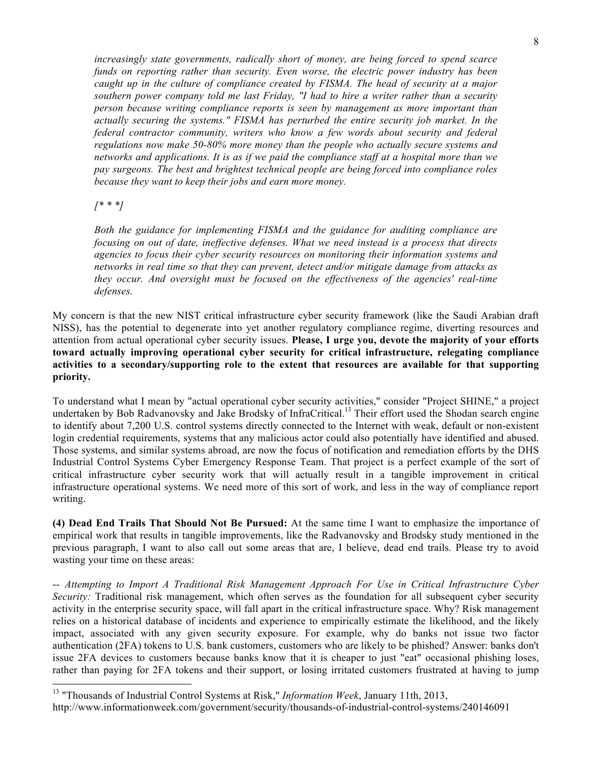*increasingly state governments, radically short of money, are being forced to spend scarce funds on reporting rather than security. Even worse, the electric power industry has been caught up in the culture of compliance created by FISMA. The head of security at a major southern power company told me last Friday, "I had to hire a writer rather than a security person because writing compliance reports is seen by management as more important than actually securing the systems." FISMA has perturbed the entire security job market. In the federal contractor community, writers who know a few words about security and federal regulations now make 50-80% more money than the people who actually secure systems and networks and applications. It is as if we paid the compliance staff at a hospital more than we pay surgeons. The best and brightest technical people are being forced into compliance roles because they want to keep their jobs and earn more money.*

*[* * *]*

*Both the guidance for implementing FISMA and the guidance for auditing compliance are focusing on out of date, ineffective defenses. What we need instead is a process that directs agencies to focus their cyber security resources on monitoring their information systems and networks in real time so that they can prevent, detect and/or mitigate damage from attacks as they occur. And oversight must be focused on the effectiveness of the agencies' real-time defenses.*

My concern is that the new NIST critical infrastructure cyber security framework (like the Saudi Arabian draft NISS), has the potential to degenerate into yet another regulatory compliance regime, diverting resources and attention from actual operational cyber security issues. **Please, I urge you, devote the majority of your efforts toward actually improving operational cyber security for critical infrastructure, relegating compliance activities to a secondary/supporting role to the extent that resources are available for that supporting priority.**

To understand what I mean by "actual operational cyber security activities," consider "Project SHINE," a project undertaken by Bob Radvanovsky and Jake Brodsky of InfraCritical.[13] Their effort used the Shodan search engine to identify about 7,200 U.S. control systems directly connected to the Internet with weak, default or non-existent login credential requirements, systems that any malicious actor could also potentially have identified and abused. Those systems, and similar systems abroad, are now the focus of notification and remediation efforts by the DHS Industrial Control Systems Cyber Emergency Response Team. That project is a perfect example of the sort of critical infrastructure cyber security work that will actually result in a tangible improvement in critical infrastructure operational systems. We need more of this sort of work, and less in the way of compliance report writing.

**(4) Dead End Trails That Should Not Be Pursued:** At the same time I want to emphasize the importance of empirical work that results in tangible improvements, like the Radvanovsky and Brodsky study mentioned in the previous paragraph, I want to also call out some areas that are, I believe, dead end trails. Please try to avoid wasting your time on these areas:

-- *Attempting to Import A Traditional Risk Management Approach For Use in Critical Infrastructure Cyber Security:* Traditional risk management, which often serves as the foundation for all subsequent cyber security activity in the enterprise security space, will fall apart in the critical infrastructure space. Why? Risk management relies on a historical database of incidents and experience to empirically estimate the likelihood, and the likely impact, associated with any given security exposure. For example, why do banks not issue two factor authentication (2FA) tokens to U.S. bank customers, customers who are likely to be phished? Answer: banks don't issue 2FA devices to customers because banks know that it is cheaper to just "eat" occasional phishing loses, rather than paying for 2FA tokens and their support, or losing irritated customers frustrated at having to jump

---

[13] "Thousands of Industrial Control Systems at Risk," *Information Week*, January 11th, 2013, http://www.informationweek.com/government/security/thousands-of-industrial-control-systems/240146091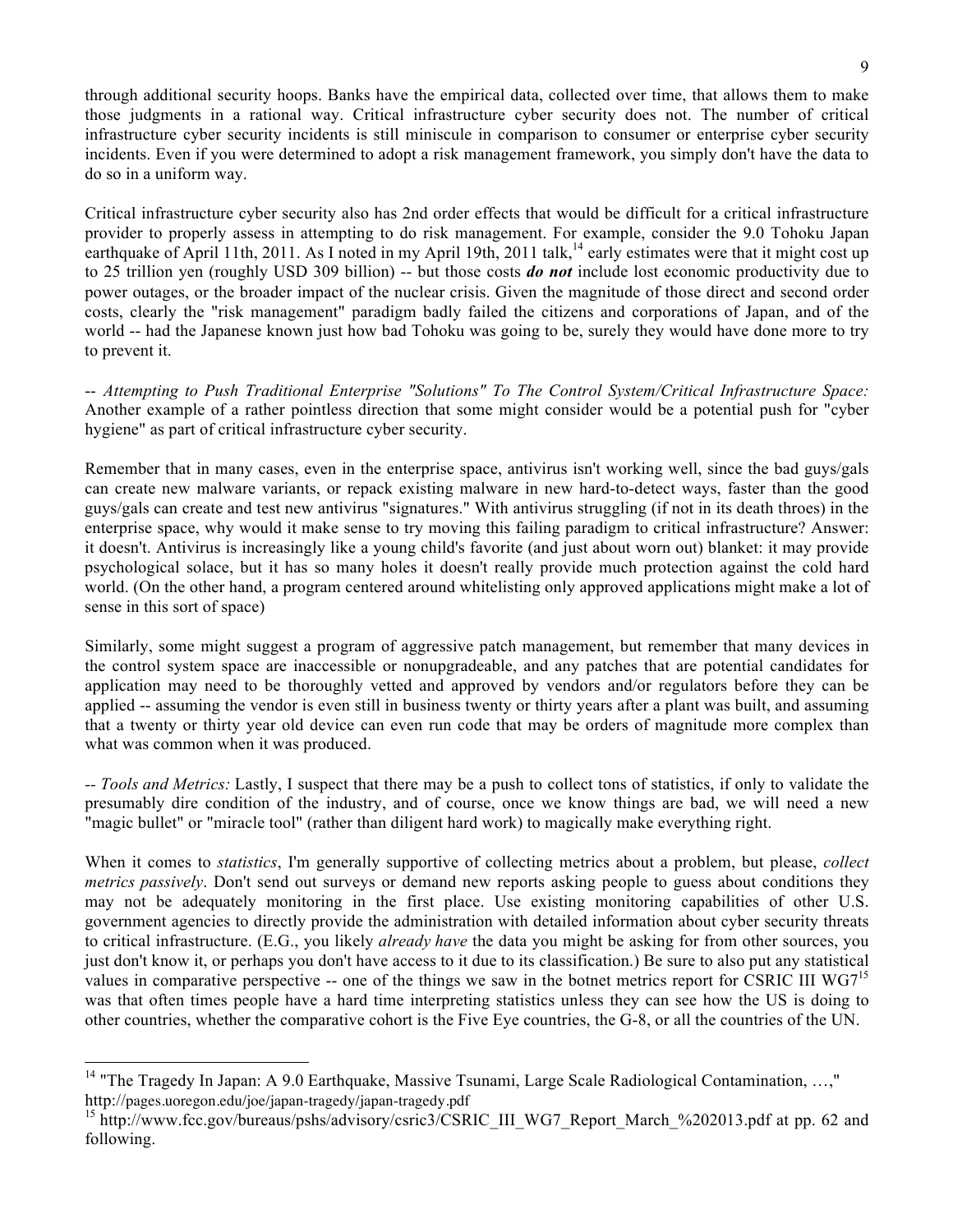through additional security hoops. Banks have the empirical data, collected over time, that allows them to make those judgments in a rational way. Critical infrastructure cyber security does not. The number of critical infrastructure cyber security incidents is still miniscule in comparison to consumer or enterprise cyber security incidents. Even if you were determined to adopt a risk management framework, you simply don't have the data to do so in a uniform way.

Critical infrastructure cyber security also has 2nd order effects that would be difficult for a critical infrastructure provider to properly assess in attempting to do risk management. For example, consider the 9.0 Tohoku Japan earthquake of April 11th, 2011. As I noted in my April 19th, 2011 talk,[14] early estimates were that it might cost up to 25 trillion yen (roughly USD 309 billion) -- but those costs ***do not*** include lost economic productivity due to power outages, or the broader impact of the nuclear crisis. Given the magnitude of those direct and second order costs, clearly the "risk management" paradigm badly failed the citizens and corporations of Japan, and of the world -- had the Japanese known just how bad Tohoku was going to be, surely they would have done more to try to prevent it.

-- *Attempting to Push Traditional Enterprise "Solutions" To The Control System/Critical Infrastructure Space:* Another example of a rather pointless direction that some might consider would be a potential push for "cyber hygiene" as part of critical infrastructure cyber security.

Remember that in many cases, even in the enterprise space, antivirus isn't working well, since the bad guys/gals can create new malware variants, or repack existing malware in new hard-to-detect ways, faster than the good guys/gals can create and test new antivirus "signatures." With antivirus struggling (if not in its death throes) in the enterprise space, why would it make sense to try moving this failing paradigm to critical infrastructure? Answer: it doesn't. Antivirus is increasingly like a young child's favorite (and just about worn out) blanket: it may provide psychological solace, but it has so many holes it doesn't really provide much protection against the cold hard world. (On the other hand, a program centered around whitelisting only approved applications might make a lot of sense in this sort of space)

Similarly, some might suggest a program of aggressive patch management, but remember that many devices in the control system space are inaccessible or nonupgradeable, and any patches that are potential candidates for application may need to be thoroughly vetted and approved by vendors and/or regulators before they can be applied -- assuming the vendor is even still in business twenty or thirty years after a plant was built, and assuming that a twenty or thirty year old device can even run code that may be orders of magnitude more complex than what was common when it was produced.

-- *Tools and Metrics:* Lastly, I suspect that there may be a push to collect tons of statistics, if only to validate the presumably dire condition of the industry, and of course, once we know things are bad, we will need a new "magic bullet" or "miracle tool" (rather than diligent hard work) to magically make everything right.

When it comes to *statistics*, I'm generally supportive of collecting metrics about a problem, but please, *collect metrics passively*. Don't send out surveys or demand new reports asking people to guess about conditions they may not be adequately monitoring in the first place. Use existing monitoring capabilities of other U.S. government agencies to directly provide the administration with detailed information about cyber security threats to critical infrastructure. (E.G., you likely *already have* the data you might be asking for from other sources, you just don't know it, or perhaps you don't have access to it due to its classification.) Be sure to also put any statistical values in comparative perspective -- one of the things we saw in the botnet metrics report for CSRIC III WG7[15] was that often times people have a hard time interpreting statistics unless they can see how the US is doing to other countries, whether the comparative cohort is the Five Eye countries, the G-8, or all the countries of the UN.

---

[14] "The Tragedy In Japan: A 9.0 Earthquake, Massive Tsunami, Large Scale Radiological Contamination, …," http://pages.uoregon.edu/joe/japan-tragedy/japan-tragedy.pdf

[15] http://www.fcc.gov/bureaus/pshs/advisory/csric3/CSRIC_III_WG7_Report_March_%202013.pdf at pp. 62 and following.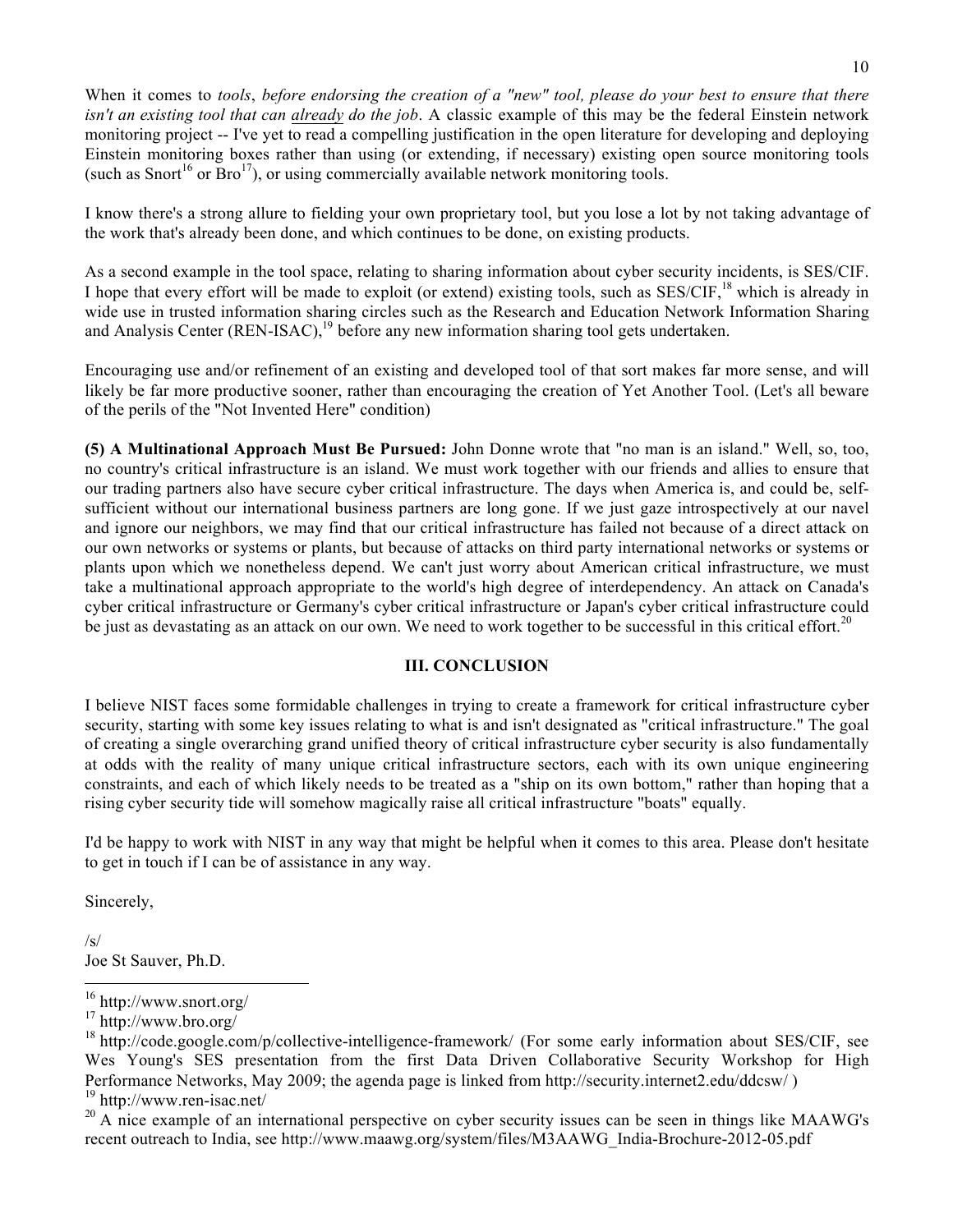When it comes to *tools*, *before endorsing the creation of a "new" tool, please do your best to ensure that there isn't an existing tool that can already do the job*. A classic example of this may be the federal Einstein network monitoring project -- I've yet to read a compelling justification in the open literature for developing and deploying Einstein monitoring boxes rather than using (or extending, if necessary) existing open source monitoring tools (such as Snort[16] or Bro[17]), or using commercially available network monitoring tools.

I know there's a strong allure to fielding your own proprietary tool, but you lose a lot by not taking advantage of the work that's already been done, and which continues to be done, on existing products.

As a second example in the tool space, relating to sharing information about cyber security incidents, is SES/CIF. I hope that every effort will be made to exploit (or extend) existing tools, such as SES/CIF,[18] which is already in wide use in trusted information sharing circles such as the Research and Education Network Information Sharing and Analysis Center (REN-ISAC),[19] before any new information sharing tool gets undertaken.

Encouraging use and/or refinement of an existing and developed tool of that sort makes far more sense, and will likely be far more productive sooner, rather than encouraging the creation of Yet Another Tool. (Let's all beware of the perils of the "Not Invented Here" condition)

**(5) A Multinational Approach Must Be Pursued:** John Donne wrote that "no man is an island." Well, so, too, no country's critical infrastructure is an island. We must work together with our friends and allies to ensure that our trading partners also have secure cyber critical infrastructure. The days when America is, and could be, self-sufficient without our international business partners are long gone. If we just gaze introspectively at our navel and ignore our neighbors, we may find that our critical infrastructure has failed not because of a direct attack on our own networks or systems or plants, but because of attacks on third party international networks or systems or plants upon which we nonetheless depend. We can't just worry about American critical infrastructure, we must take a multinational approach appropriate to the world's high degree of interdependency. An attack on Canada's cyber critical infrastructure or Germany's cyber critical infrastructure or Japan's cyber critical infrastructure could be just as devastating as an attack on our own. We need to work together to be successful in this critical effort.[20]

## III. CONCLUSION

I believe NIST faces some formidable challenges in trying to create a framework for critical infrastructure cyber security, starting with some key issues relating to what is and isn't designated as "critical infrastructure." The goal of creating a single overarching grand unified theory of critical infrastructure cyber security is also fundamentally at odds with the reality of many unique critical infrastructure sectors, each with its own unique engineering constraints, and each of which likely needs to be treated as a "ship on its own bottom," rather than hoping that a rising cyber security tide will somehow magically raise all critical infrastructure "boats" equally.

I'd be happy to work with NIST in any way that might be helpful when it comes to this area. Please don't hesitate to get in touch if I can be of assistance in any way.

Sincerely,

/s/
Joe St Sauver, Ph.D.

---

[16] http://www.snort.org/

[17] http://www.bro.org/

[18] http://code.google.com/p/collective-intelligence-framework/ (For some early information about SES/CIF, see Wes Young's SES presentation from the first Data Driven Collaborative Security Workshop for High Performance Networks, May 2009; the agenda page is linked from http://security.internet2.edu/ddcsw/ )

[19] http://www.ren-isac.net/

[20] A nice example of an international perspective on cyber security issues can be seen in things like MAAWG's recent outreach to India, see http://www.maawg.org/system/files/M3AAWG_India-Brochure-2012-05.pdf